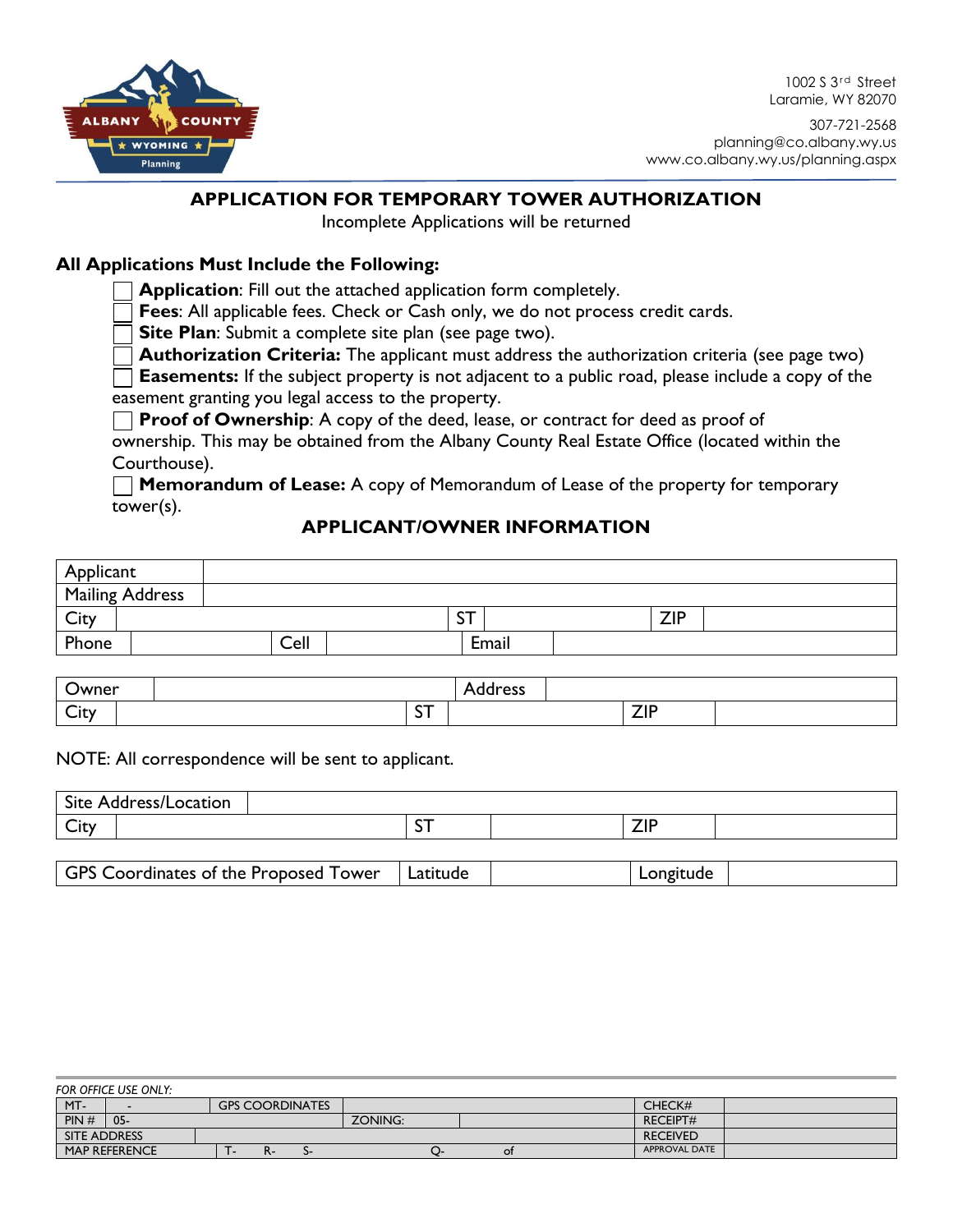ALBANY COUNTY WYOMING Planning

1002 S 3rd Street
Laramie, WY 82070

307-721-2568
planning@co.albany.wy.us
www.co.albany.wy.us/planning.aspx

# APPLICATION FOR TEMPORARY TOWER AUTHORIZATION

Incomplete Applications will be returned

## All Applications Must Include the Following:

- ☐ **Application**: Fill out the attached application form completely.
- ☐ **Fees**: All applicable fees. Check or Cash only, we do not process credit cards.
- ☐ **Site Plan**: Submit a complete site plan (see page two).
- ☐ **Authorization Criteria:** The applicant must address the authorization criteria (see page two)
- ☐ **Easements:** If the subject property is not adjacent to a public road, please include a copy of the easement granting you legal access to the property.
- ☐ **Proof of Ownership**: A copy of the deed, lease, or contract for deed as proof of ownership. This may be obtained from the Albany County Real Estate Office (located within the Courthouse).
- ☐ **Memorandum of Lease:** A copy of Memorandum of Lease of the property for temporary tower(s).

## APPLICANT/OWNER INFORMATION

| Applicant | | | | | |
|---|---|---|---|---|---|
| Mailing Address | | | | | |
| City | | ST | | ZIP | |
| Phone | | Cell | | Email | |

| Owner | | Address | |
|---|---|---|---|
| City | | ST | | ZIP | |

NOTE: All correspondence will be sent to applicant.

| Site Address/Location | | | | | |
|---|---|---|---|---|---|
| City | | ST | | ZIP | |

| GPS Coordinates of the Proposed Tower | Latitude | | Longitude | |
|---|---|---|---|---|

*FOR OFFICE USE ONLY:*

| MT- | - | GPS COORDINATES | | CHECK# | |
|---|---|---|---|---|---|
| PIN # | 05- | ZONING: | | RECEIPT# | |
| SITE ADDRESS | | | | RECEIVED | |
| MAP REFERENCE | T- R- S- | Q- of | | APPROVAL DATE | |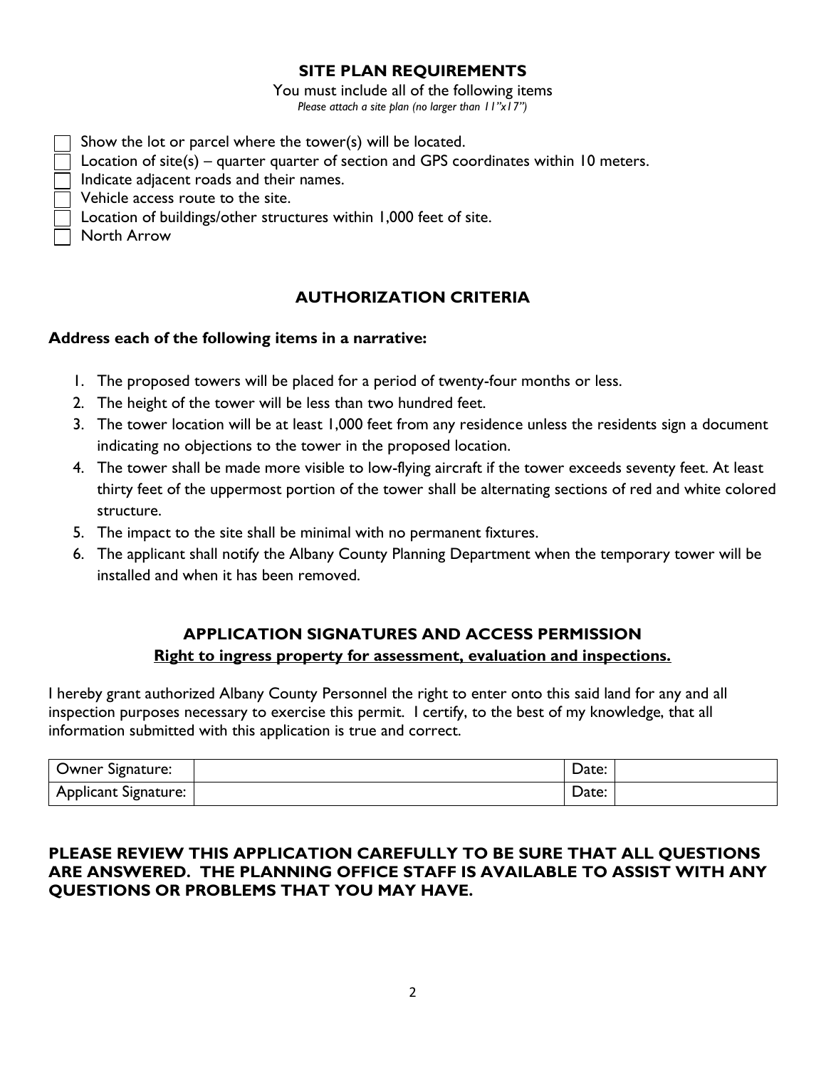## SITE PLAN REQUIREMENTS

You must include all of the following items

*Please attach a site plan (no larger than 11"x17")*

- [ ] Show the lot or parcel where the tower(s) will be located.
- [ ] Location of site(s) – quarter quarter of section and GPS coordinates within 10 meters.
- [ ] Indicate adjacent roads and their names.
- [ ] Vehicle access route to the site.
- [ ] Location of buildings/other structures within 1,000 feet of site.
- [ ] North Arrow

## AUTHORIZATION CRITERIA

**Address each of the following items in a narrative:**

1. The proposed towers will be placed for a period of twenty-four months or less.
2. The height of the tower will be less than two hundred feet.
3. The tower location will be at least 1,000 feet from any residence unless the residents sign a document indicating no objections to the tower in the proposed location.
4. The tower shall be made more visible to low-flying aircraft if the tower exceeds seventy feet. At least thirty feet of the uppermost portion of the tower shall be alternating sections of red and white colored structure.
5. The impact to the site shall be minimal with no permanent fixtures.
6. The applicant shall notify the Albany County Planning Department when the temporary tower will be installed and when it has been removed.

## APPLICATION SIGNATURES AND ACCESS PERMISSION

**Right to ingress property for assessment, evaluation and inspections.**

I hereby grant authorized Albany County Personnel the right to enter onto this said land for any and all inspection purposes necessary to exercise this permit. I certify, to the best of my knowledge, that all information submitted with this application is true and correct.

| | | | |
|---|---|---|---|
| Owner Signature: | | Date: | |
| Applicant Signature: | | Date: | |

**PLEASE REVIEW THIS APPLICATION CAREFULLY TO BE SURE THAT ALL QUESTIONS ARE ANSWERED. THE PLANNING OFFICE STAFF IS AVAILABLE TO ASSIST WITH ANY QUESTIONS OR PROBLEMS THAT YOU MAY HAVE.**